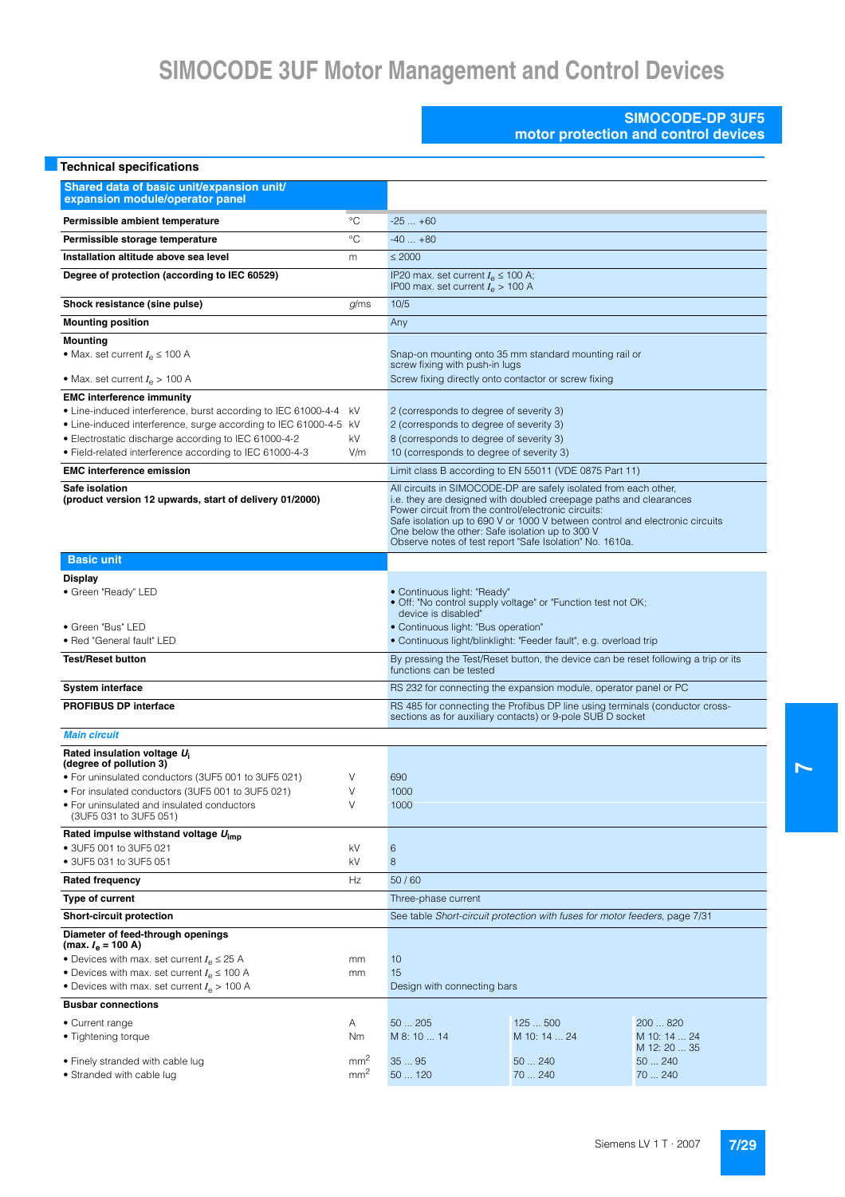# SIMOCODE 3UF Motor Management and Control Devices

## SIMOCODE-DP 3UF5 motor protection and control devices

### Technical specifications

| Shared data of basic unit/expansion unit/ expansion module/operator panel | | | | |
|---|---|---|---|---|
| **Permissible ambient temperature** | °C | -25 ... +60 | | |
| **Permissible storage temperature** | °C | -40 ... +80 | | |
| **Installation altitude above sea level** | m | ≤ 2000 | | |
| **Degree of protection (according to IEC 60529)** | | IP20 max. set current $I_e$ ≤ 100 A; IP00 max. set current $I_e$ > 100 A | | |
| **Shock resistance (sine pulse)** | *g*/ms | 10/5 | | |
| **Mounting position** | | Any | | |
| **Mounting** | | | | |
| • Max. set current $I_e$ ≤ 100 A | | Snap-on mounting onto 35 mm standard mounting rail or screw fixing with push-in lugs | | |
| • Max. set current $I_e$ > 100 A | | Screw fixing directly onto contactor or screw fixing | | |
| **EMC interference immunity** | | | | |
| • Line-induced interference, burst according to IEC 61000-4-4 | kV | 2 (corresponds to degree of severity 3) | | |
| • Line-induced interference, surge according to IEC 61000-4-5 | kV | 2 (corresponds to degree of severity 3) | | |
| • Electrostatic discharge according to IEC 61000-4-2 | kV | 8 (corresponds to degree of severity 3) | | |
| • Field-related interference according to IEC 61000-4-3 | V/m | 10 (corresponds to degree of severity 3) | | |
| **EMC interference emission** | | Limit class B according to EN 55011 (VDE 0875 Part 11) | | |
| **Safe isolation (product version 12 upwards, start of delivery 01/2000)** | | All circuits in SIMOCODE-DP are safely isolated from each other, i.e. they are designed with doubled creepage paths and clearances Power circuit from the control/electronic circuits: Safe isolation up to 690 V or 1000 V between control and electronic circuits One below the other: Safe isolation up to 300 V Observe notes of test report "Safe Isolation" No. 1610a. | | |
| **Basic unit** | | | | |
| **Display** | | | | |
| • Green "Ready" LED | | • Continuous light: "Ready" • Off: "No control supply voltage" or "Function test not OK; device is disabled" | | |
| • Green "Bus" LED | | • Continuous light: "Bus operation" | | |
| • Red "General fault" LED | | • Continuous light/blinklight: "Feeder fault", e.g. overload trip | | |
| **Test/Reset button** | | By pressing the Test/Reset button, the device can be reset following a trip or its functions can be tested | | |
| **System interface** | | RS 232 for connecting the expansion module, operator panel or PC | | |
| **PROFIBUS DP interface** | | RS 485 for connecting the Profibus DP line using terminals (conductor cross-sections as for auxiliary contacts) or 9-pole SUB D socket | | |
| ***Main circuit*** | | | | |
| **Rated insulation voltage $U_i$ (degree of pollution 3)** | | | | |
| • For uninsulated conductors (3UF5 001 to 3UF5 021) | V | 690 | | |
| • For insulated conductors (3UF5 001 to 3UF5 021) | V | 1000 | | |
| • For uninsulated and insulated conductors (3UF5 031 to 3UF5 051) | V | 1000 | | |
| **Rated impulse withstand voltage $U_{imp}$** | | | | |
| • 3UF5 001 to 3UF5 021 | kV | 6 | | |
| • 3UF5 031 to 3UF5 051 | kV | 8 | | |
| **Rated frequency** | Hz | 50 / 60 | | |
| **Type of current** | | Three-phase current | | |
| **Short-circuit protection** | | See table *Short-circuit protection with fuses for motor feeders*, page 7/31 | | |
| **Diameter of feed-through openings (max. $I_e$ = 100 A)** | | | | |
| • Devices with max. set current $I_e$ ≤ 25 A | mm | 10 | | |
| • Devices with max. set current $I_e$ ≤ 100 A | mm | 15 | | |
| • Devices with max. set current $I_e$ > 100 A | | Design with connecting bars | | |
| **Busbar connections** | | | | |
| • Current range | A | 50 ... 205 | 125 ... 500 | 200 ... 820 |
| • Tightening torque | Nm | M 8: 10 ... 14 | M 10: 14 ... 24 | M 10: 14 ... 24 M 12: 20 ... 35 |
| • Finely stranded with cable lug | $mm^2$ | 35 ... 95 | 50 ... 240 | 50 ... 240 |
| • Stranded with cable lug | $mm^2$ | 50 ... 120 | 70 ... 240 | 70 ... 240 |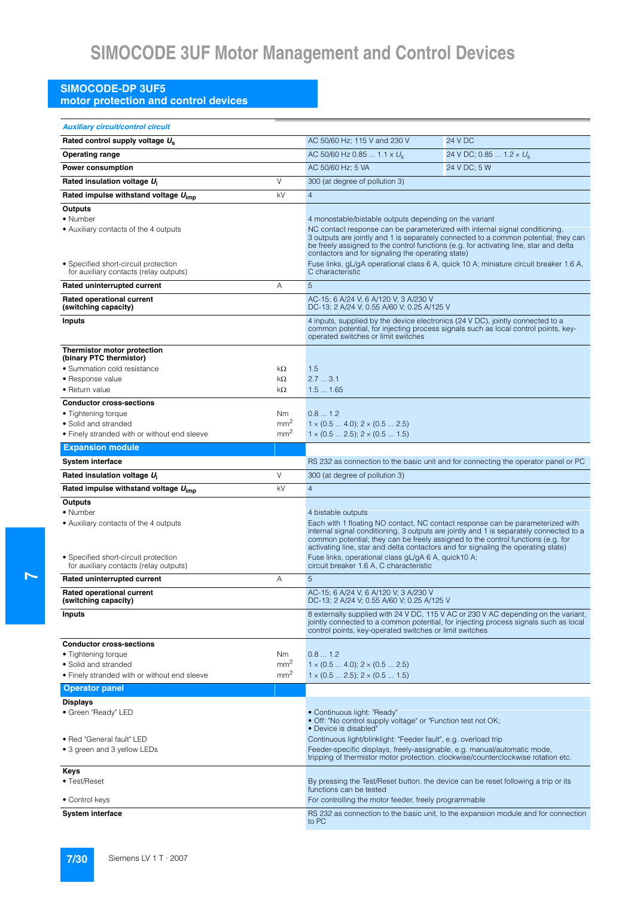# SIMOCODE 3UF Motor Management and Control Devices

## SIMOCODE-DP 3UF5 motor protection and control devices

| *Auxiliary circuit/control circuit* | | | |
|---|---|---|---|
| **Rated control supply voltage $U_s$** | | AC 50/60 Hz; 115 V and 230 V | 24 V DC |
| **Operating range** | | AC 50/60 Hz 0.85 ... 1.1 × $U_s$ | 24 V DC; 0.85 ... 1.2 × $U_s$ |
| **Power consumption** | | AC 50/60 Hz; 5 VA | 24 V DC; 5 W |
| **Rated insulation voltage $U_i$** | V | 300 (at degree of pollution 3) | |
| **Rated impulse withstand voltage $U_{imp}$** | kV | 4 | |
| **Outputs** | | | |
| • Number | | 4 monostable/bistable outputs depending on the variant | |
| • Auxiliary contacts of the 4 outputs | | NC contact response can be parameterized with internal signal conditioning, 3 outputs are jointly and 1 is separately connected to a common potential; they can be freely assigned to the control functions (e.g. for activating line, star and delta contactors and for signaling the operating state) | |
| • Specified short-circuit protection for auxiliary contacts (relay outputs) | | Fuse links, gL/gA operational class 6 A, quick 10 A; miniature circuit breaker 1.6 A, C characteristic | |
| **Rated uninterrupted current** | A | 5 | |
| **Rated operational current (switching capacity)** | | AC-15; 6 A/24 V; 6 A/120 V; 3 A/230 V<br>DC-13; 2 A/24 V; 0.55 A/60 V; 0.25 A/125 V | |
| **Inputs** | | 4 inputs, supplied by the device electronics (24 V DC), jointly connected to a common potential, for injecting process signals such as local control points, key-operated switches or limit switches | |
| **Thermistor motor protection (binary PTC thermistor)** | | | |
| • Summation cold resistance | kΩ | 1.5 | |
| • Response value | kΩ | 2.7 ... 3.1 | |
| • Return value | kΩ | 1.5 ... 1.65 | |
| **Conductor cross-sections** | | | |
| • Tightening torque | Nm | 0.8 ... 1.2 | |
| • Solid and stranded | $mm^2$ | 1 × (0.5 ... 4.0); 2 × (0.5 ... 2.5) | |
| • Finely stranded with or without end sleeve | $mm^2$ | 1 × (0.5 ... 2.5); 2 × (0.5 ... 1.5) | |
| **Expansion module** | | | |
| **System interface** | | RS 232 as connection to the basic unit and for connecting the operator panel or PC | |
| **Rated insulation voltage $U_i$** | V | 300 (at degree of pollution 3) | |
| **Rated impulse withstand voltage $U_{imp}$** | kV | 4 | |
| **Outputs** | | | |
| • Number | | 4 bistable outputs | |
| • Auxiliary contacts of the 4 outputs | | Each with 1 floating NO contact, NC contact response can be parameterized with internal signal conditioning, 3 outputs are jointly and 1 is separately connected to a common potential; they can be freely assigned to the control functions (e.g. for activating line, star and delta contactors and for signaling the operating state) | |
| • Specified short-circuit protection for auxiliary contacts (relay outputs) | | Fuse links, operational class gL/gA 6 A, quick10 A; circuit breaker 1.6 A, C characteristic | |
| **Rated uninterrupted current** | A | 5 | |
| **Rated operational current (switching capacity)** | | AC-15; 6 A/24 V; 6 A/120 V; 3 A/230 V<br>DC-13; 2 A/24 V; 0.55 A/60 V; 0.25 A/125 V | |
| **Inputs** | | 8 externally supplied with 24 V DC, 115 V AC or 230 V AC depending on the variant, jointly connected to a common potential, for injecting process signals such as local control points, key-operated switches or limit switches | |
| **Conductor cross-sections** | | | |
| • Tightening torque | Nm | 0.8 ... 1.2 | |
| • Solid and stranded | $mm^2$ | 1 × (0.5 ... 4.0); 2 × (0.5 ... 2.5) | |
| • Finely stranded with or without end sleeve | $mm^2$ | 1 × (0.5 ... 2.5); 2 × (0.5 ... 1.5) | |
| **Operator panel** | | | |
| **Displays** | | | |
| • Green "Ready" LED | | • Continuous light: "Ready"<br>• Off: "No control supply voltage" or "Function test not OK;<br>• Device is disabled" | |
| • Red "General fault" LED | | Continuous light/blinklight: "Feeder fault", e.g. overload trip | |
| • 3 green and 3 yellow LEDs | | Feeder-specific displays, freely-assignable, e.g. manual/automatic mode, tripping of thermistor motor protection, clockwise/counterclockwise rotation etc. | |
| **Keys** | | | |
| • Test/Reset | | By pressing the Test/Reset button, the device can be reset following a trip or its functions can be tested | |
| • Control keys | | For controlling the motor feeder, freely programmable | |
| **System interface** | | RS 232 as connection to the basic unit, to the expansion module and for connection to PC | |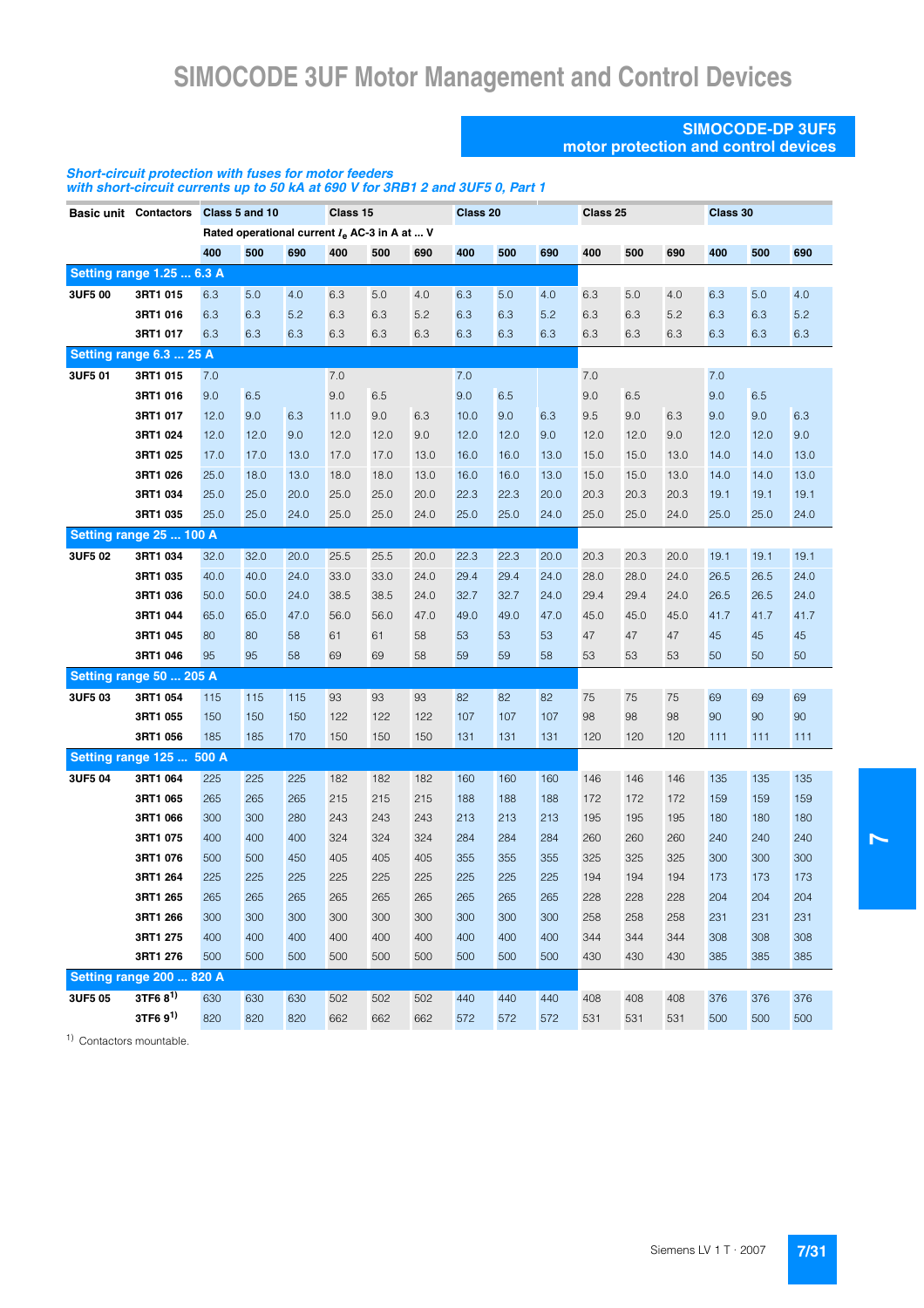# SIMOCODE 3UF Motor Management and Control Devices

## SIMOCODE-DP 3UF5 motor protection and control devices

***Short-circuit protection with fuses for motor feeders with short-circuit currents up to 50 kA at 690 V for 3RB1 2 and 3UF5 0, Part 1***

| Basic unit | Contactors | Class 5 and 10 | | | Class 15 | | | Class 20 | | | Class 25 | | | Class 30 | | |
|---|---|---|---|---|---|---|---|---|---|---|---|---|---|---|---|---|
| | | Rated operational current $I_e$ AC-3 in A at ... V | | | | | | | | | | | | | | |
| | | 400 | 500 | 690 | 400 | 500 | 690 | 400 | 500 | 690 | 400 | 500 | 690 | 400 | 500 | 690 |
| **Setting range 1.25 ... 6.3 A** | | | | | | | | | | | | | | | | |
| **3UF5 00** | **3RT1 015** | 6.3 | 5.0 | 4.0 | 6.3 | 5.0 | 4.0 | 6.3 | 5.0 | 4.0 | 6.3 | 5.0 | 4.0 | 6.3 | 5.0 | 4.0 |
| | **3RT1 016** | 6.3 | 6.3 | 5.2 | 6.3 | 6.3 | 5.2 | 6.3 | 6.3 | 5.2 | 6.3 | 6.3 | 5.2 | 6.3 | 6.3 | 5.2 |
| | **3RT1 017** | 6.3 | 6.3 | 6.3 | 6.3 | 6.3 | 6.3 | 6.3 | 6.3 | 6.3 | 6.3 | 6.3 | 6.3 | 6.3 | 6.3 | 6.3 |
| **Setting range 6.3 ... 25 A** | | | | | | | | | | | | | | | | |
| **3UF5 01** | **3RT1 015** | 7.0 | | | 7.0 | | | 7.0 | | | 7.0 | | | 7.0 | | |
| | **3RT1 016** | 9.0 | 6.5 | | 9.0 | 6.5 | | 9.0 | 6.5 | | 9.0 | 6.5 | | 9.0 | 6.5 | |
| | **3RT1 017** | 12.0 | 9.0 | 6.3 | 11.0 | 9.0 | 6.3 | 10.0 | 9.0 | 6.3 | 9.5 | 9.0 | 6.3 | 9.0 | 9.0 | 6.3 |
| | **3RT1 024** | 12.0 | 12.0 | 9.0 | 12.0 | 12.0 | 9.0 | 12.0 | 12.0 | 9.0 | 12.0 | 12.0 | 9.0 | 12.0 | 12.0 | 9.0 |
| | **3RT1 025** | 17.0 | 17.0 | 13.0 | 17.0 | 17.0 | 13.0 | 16.0 | 16.0 | 13.0 | 15.0 | 15.0 | 13.0 | 14.0 | 14.0 | 13.0 |
| | **3RT1 026** | 25.0 | 18.0 | 13.0 | 18.0 | 18.0 | 13.0 | 16.0 | 16.0 | 13.0 | 15.0 | 15.0 | 13.0 | 14.0 | 14.0 | 13.0 |
| | **3RT1 034** | 25.0 | 25.0 | 20.0 | 25.0 | 25.0 | 20.0 | 22.3 | 22.3 | 20.0 | 20.3 | 20.3 | 20.3 | 19.1 | 19.1 | 19.1 |
| | **3RT1 035** | 25.0 | 25.0 | 24.0 | 25.0 | 25.0 | 24.0 | 25.0 | 25.0 | 24.0 | 25.0 | 25.0 | 24.0 | 25.0 | 25.0 | 24.0 |
| **Setting range 25 ... 100 A** | | | | | | | | | | | | | | | | |
| **3UF5 02** | **3RT1 034** | 32.0 | 32.0 | 20.0 | 25.5 | 25.5 | 20.0 | 22.3 | 22.3 | 20.0 | 20.3 | 20.3 | 20.0 | 19.1 | 19.1 | 19.1 |
| | **3RT1 035** | 40.0 | 40.0 | 24.0 | 33.0 | 33.0 | 24.0 | 29.4 | 29.4 | 24.0 | 28.0 | 28.0 | 24.0 | 26.5 | 26.5 | 24.0 |
| | **3RT1 036** | 50.0 | 50.0 | 24.0 | 38.5 | 38.5 | 24.0 | 32.7 | 32.7 | 24.0 | 29.4 | 29.4 | 24.0 | 26.5 | 26.5 | 24.0 |
| | **3RT1 044** | 65.0 | 65.0 | 47.0 | 56.0 | 56.0 | 47.0 | 49.0 | 49.0 | 47.0 | 45.0 | 45.0 | 45.0 | 41.7 | 41.7 | 41.7 |
| | **3RT1 045** | 80 | 80 | 58 | 61 | 61 | 58 | 53 | 53 | 53 | 47 | 47 | 47 | 45 | 45 | 45 |
| | **3RT1 046** | 95 | 95 | 58 | 69 | 69 | 58 | 59 | 59 | 58 | 53 | 53 | 53 | 50 | 50 | 50 |
| **Setting range 50 ... 205 A** | | | | | | | | | | | | | | | | |
| **3UF5 03** | **3RT1 054** | 115 | 115 | 115 | 93 | 93 | 93 | 82 | 82 | 82 | 75 | 75 | 75 | 69 | 69 | 69 |
| | **3RT1 055** | 150 | 150 | 150 | 122 | 122 | 122 | 107 | 107 | 107 | 98 | 98 | 98 | 90 | 90 | 90 |
| | **3RT1 056** | 185 | 185 | 170 | 150 | 150 | 150 | 131 | 131 | 131 | 120 | 120 | 120 | 111 | 111 | 111 |
| **Setting range 125 ... 500 A** | | | | | | | | | | | | | | | | |
| **3UF5 04** | **3RT1 064** | 225 | 225 | 225 | 182 | 182 | 182 | 160 | 160 | 160 | 146 | 146 | 146 | 135 | 135 | 135 |
| | **3RT1 065** | 265 | 265 | 265 | 215 | 215 | 215 | 188 | 188 | 188 | 172 | 172 | 172 | 159 | 159 | 159 |
| | **3RT1 066** | 300 | 300 | 280 | 243 | 243 | 243 | 213 | 213 | 213 | 195 | 195 | 195 | 180 | 180 | 180 |
| | **3RT1 075** | 400 | 400 | 400 | 324 | 324 | 324 | 284 | 284 | 284 | 260 | 260 | 260 | 240 | 240 | 240 |
| | **3RT1 076** | 500 | 500 | 450 | 405 | 405 | 405 | 355 | 355 | 355 | 325 | 325 | 325 | 300 | 300 | 300 |
| | **3RT1 264** | 225 | 225 | 225 | 225 | 225 | 225 | 225 | 225 | 225 | 194 | 194 | 194 | 173 | 173 | 173 |
| | **3RT1 265** | 265 | 265 | 265 | 265 | 265 | 265 | 265 | 265 | 265 | 228 | 228 | 228 | 204 | 204 | 204 |
| | **3RT1 266** | 300 | 300 | 300 | 300 | 300 | 300 | 300 | 300 | 300 | 258 | 258 | 258 | 231 | 231 | 231 |
| | **3RT1 275** | 400 | 400 | 400 | 400 | 400 | 400 | 400 | 400 | 400 | 344 | 344 | 344 | 308 | 308 | 308 |
| | **3RT1 276** | 500 | 500 | 500 | 500 | 500 | 500 | 500 | 500 | 500 | 430 | 430 | 430 | 385 | 385 | 385 |
| **Setting range 200 ... 820 A** | | | | | | | | | | | | | | | | |
| **3UF5 05** | **3TF6 8**[1] | 630 | 630 | 630 | 502 | 502 | 502 | 440 | 440 | 440 | 408 | 408 | 408 | 376 | 376 | 376 |
| | **3TF6 9**[1] | 820 | 820 | 820 | 662 | 662 | 662 | 572 | 572 | 572 | 531 | 531 | 531 | 500 | 500 | 500 |

[1] Contactors mountable.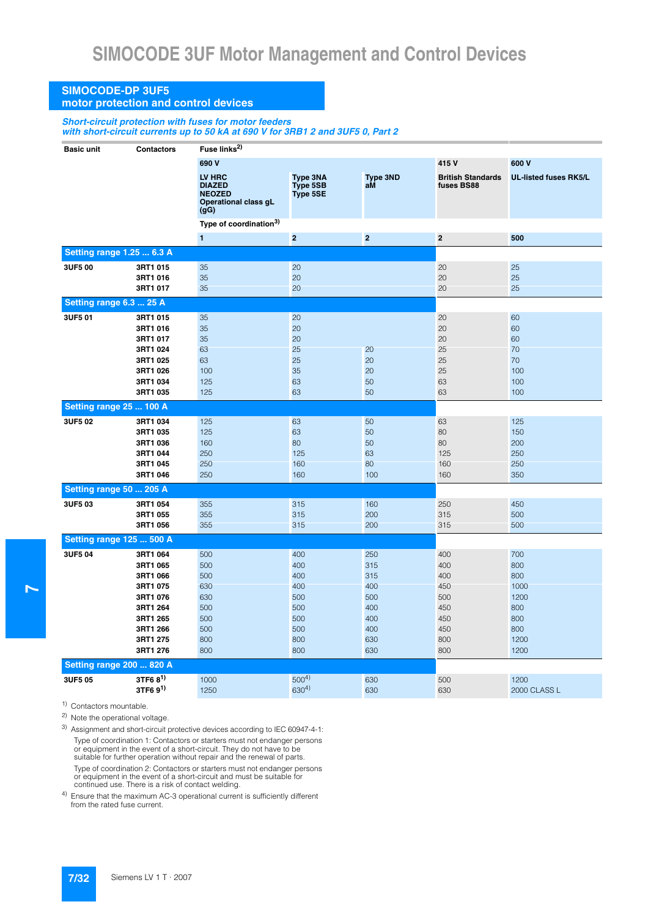# SIMOCODE 3UF Motor Management and Control Devices

## SIMOCODE-DP 3UF5 motor protection and control devices

### *Short-circuit protection with fuses for motor feeders with short-circuit currents up to 50 kA at 690 V for 3RB1 2 and 3UF5 0, Part 2*

| Basic unit | Contactors | Fuse links[2] | | | | |
|---|---|---|---|---|---|---|
| | | 690 V | | | 415 V | 600 V |
| | | LV HRC DIAZED NEOZED Operational class gL (gG) | Type 3NA Type 5SB Type 5SE | Type 3ND aM | British Standards fuses BS88 | UL-listed fuses RK5/L |
| | | Type of coordination[3] | | | | |
| | | 1 | 2 | 2 | 2 | 500 |
| **Setting range 1.25 ... 6.3 A** | | | | | | |
| **3UF5 00** | **3RT1 015** | 35 | 20 | | 20 | 25 |
| | **3RT1 016** | 35 | 20 | | 20 | 25 |
| | **3RT1 017** | 35 | 20 | | 20 | 25 |
| **Setting range 6.3 ... 25 A** | | | | | | |
| **3UF5 01** | **3RT1 015** | 35 | 20 | | 20 | 60 |
| | **3RT1 016** | 35 | 20 | | 20 | 60 |
| | **3RT1 017** | 35 | 20 | | 20 | 60 |
| | **3RT1 024** | 63 | 25 | 20 | 25 | 70 |
| | **3RT1 025** | 63 | 25 | 20 | 25 | 70 |
| | **3RT1 026** | 100 | 35 | 20 | 25 | 100 |
| | **3RT1 034** | 125 | 63 | 50 | 63 | 100 |
| | **3RT1 035** | 125 | 63 | 50 | 63 | 100 |
| **Setting range 25 ... 100 A** | | | | | | |
| **3UF5 02** | **3RT1 034** | 125 | 63 | 50 | 63 | 125 |
| | **3RT1 035** | 125 | 63 | 50 | 80 | 150 |
| | **3RT1 036** | 160 | 80 | 50 | 80 | 200 |
| | **3RT1 044** | 250 | 125 | 63 | 125 | 250 |
| | **3RT1 045** | 250 | 160 | 80 | 160 | 250 |
| | **3RT1 046** | 250 | 160 | 100 | 160 | 350 |
| **Setting range 50 ... 205 A** | | | | | | |
| **3UF5 03** | **3RT1 054** | 355 | 315 | 160 | 250 | 450 |
| | **3RT1 055** | 355 | 315 | 200 | 315 | 500 |
| | **3RT1 056** | 355 | 315 | 200 | 315 | 500 |
| **Setting range 125 ... 500 A** | | | | | | |
| **3UF5 04** | **3RT1 064** | 500 | 400 | 250 | 400 | 700 |
| | **3RT1 065** | 500 | 400 | 315 | 400 | 800 |
| | **3RT1 066** | 500 | 400 | 315 | 400 | 800 |
| | **3RT1 075** | 630 | 400 | 400 | 450 | 1000 |
| | **3RT1 076** | 630 | 500 | 500 | 500 | 1200 |
| | **3RT1 264** | 500 | 500 | 400 | 450 | 800 |
| | **3RT1 265** | 500 | 500 | 400 | 450 | 800 |
| | **3RT1 266** | 500 | 500 | 400 | 450 | 800 |
| | **3RT1 275** | 800 | 800 | 630 | 800 | 1200 |
| | **3RT1 276** | 800 | 800 | 630 | 800 | 1200 |
| **Setting range 200 ... 820 A** | | | | | | |
| **3UF5 05** | **3TF6 8**[1] | 1000 | 500[4] | 630 | 500 | 1200 |
| | **3TF6 9**[1] | 1250 | 630[4] | 630 | 630 | 2000 CLASS L |

[1] Contactors mountable.

[2] Note the operational voltage.

[3] Assignment and short-circuit protective devices according to IEC 60947-4-1:

Type of coordination 1: Contactors or starters must not endanger persons or equipment in the event of a short-circuit. They do not have to be suitable for further operation without repair and the renewal of parts.

Type of coordination 2: Contactors or starters must not endanger persons or equipment in the event of a short-circuit and must be suitable for continued use. There is a risk of contact welding.

[4] Ensure that the maximum AC-3 operational current is sufficiently different from the rated fuse current.